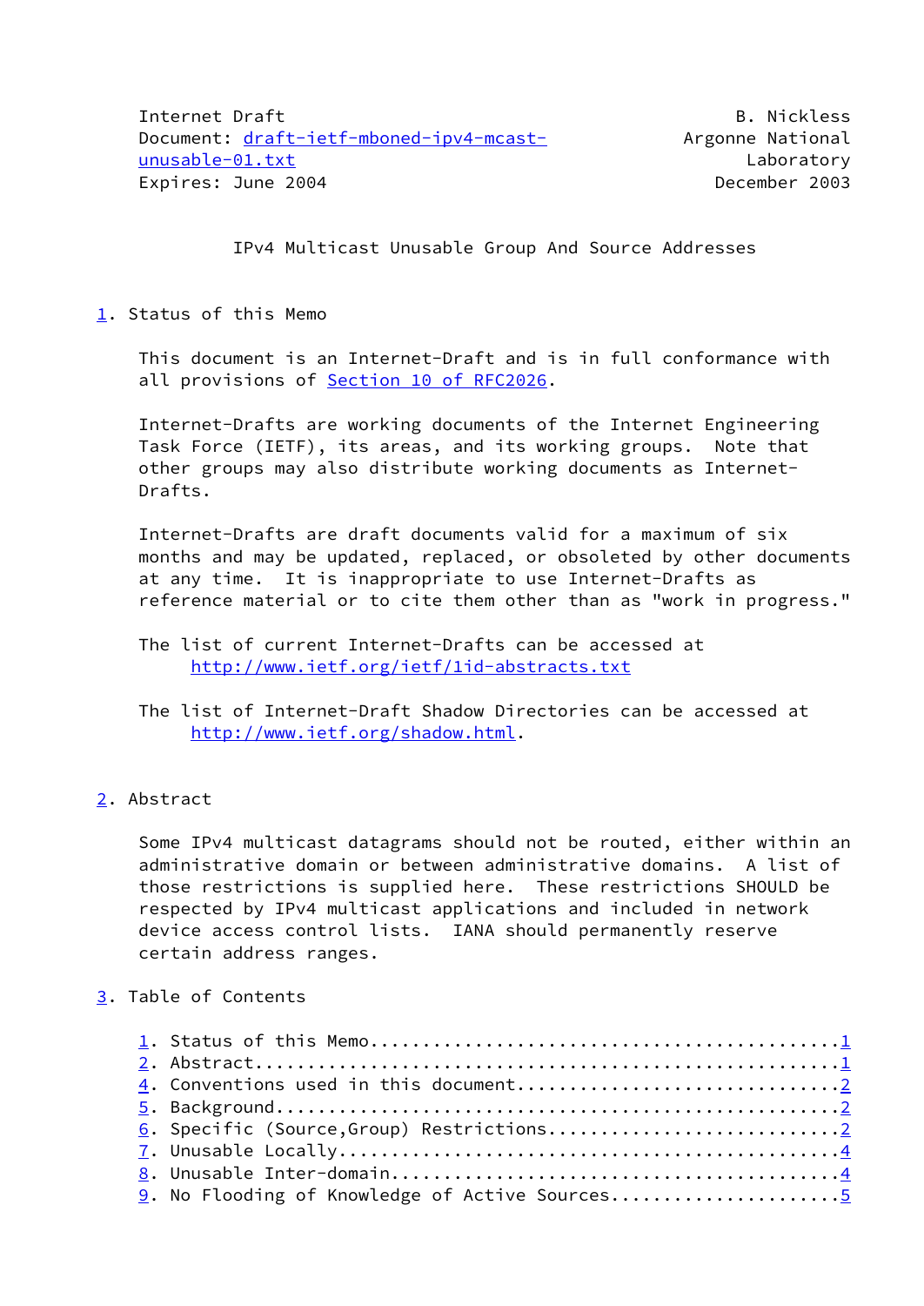Internet Draft B. Nickless
Document: draft-ietf-mboned-ipv4-mcast-unusable-01.txt Argonne National Laboratory
Expires: June 2004 December 2003

# IPv4 Multicast Unusable Group And Source Addresses

## 1. Status of this Memo

This document is an Internet-Draft and is in full conformance with all provisions of Section 10 of RFC2026.

Internet-Drafts are working documents of the Internet Engineering Task Force (IETF), its areas, and its working groups. Note that other groups may also distribute working documents as Internet-Drafts.

Internet-Drafts are draft documents valid for a maximum of six months and may be updated, replaced, or obsoleted by other documents at any time. It is inappropriate to use Internet-Drafts as reference material or to cite them other than as "work in progress."

The list of current Internet-Drafts can be accessed at
http://www.ietf.org/ietf/1id-abstracts.txt

The list of Internet-Draft Shadow Directories can be accessed at
http://www.ietf.org/shadow.html.

## 2. Abstract

Some IPv4 multicast datagrams should not be routed, either within an administrative domain or between administrative domains. A list of those restrictions is supplied here. These restrictions SHOULD be respected by IPv4 multicast applications and included in network device access control lists. IANA should permanently reserve certain address ranges.

## 3. Table of Contents

1. Status of this Memo............................................1
2. Abstract........................................................1
4. Conventions used in this document.............................2
5. Background......................................................2
6. Specific (Source,Group) Restrictions...........................2
7. Unusable Locally................................................4
8. Unusable Inter-domain...........................................4
9. No Flooding of Knowledge of Active Sources.....................5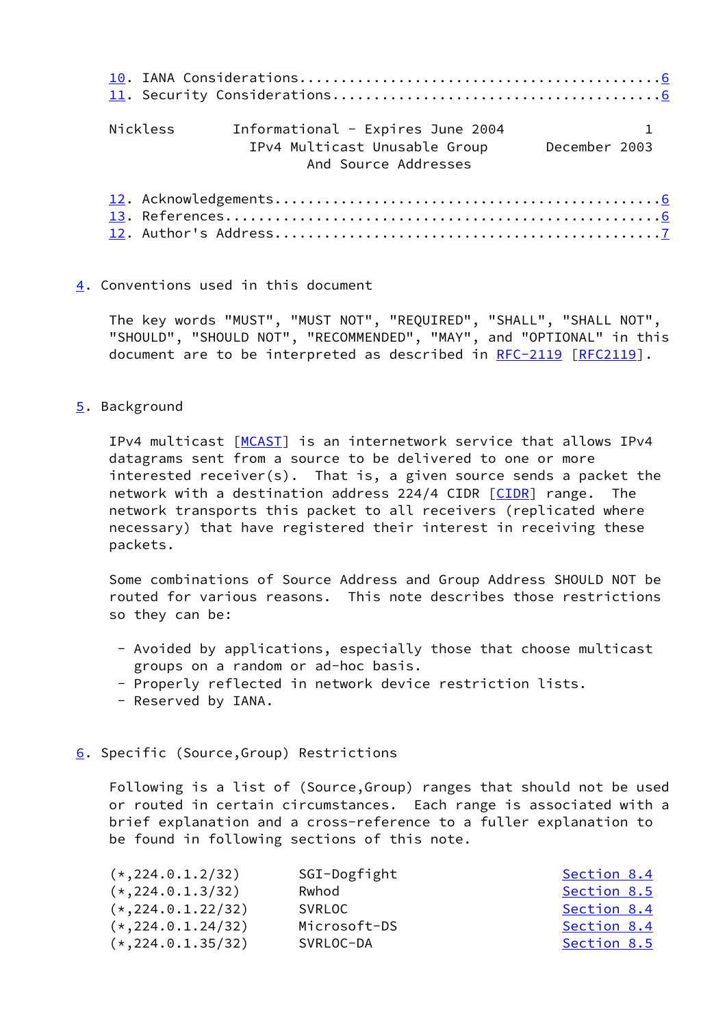10. IANA Considerations..........................................6
11. Security Considerations......................................6
12. Acknowledgements.............................................6
13. References...................................................6
12. Author's Address.............................................7

## 4. Conventions used in this document

The key words "MUST", "MUST NOT", "REQUIRED", "SHALL", "SHALL NOT", "SHOULD", "SHOULD NOT", "RECOMMENDED", "MAY", and "OPTIONAL" in this document are to be interpreted as described in RFC-2119 [RFC2119].

## 5. Background

IPv4 multicast [MCAST] is an internetwork service that allows IPv4 datagrams sent from a source to be delivered to one or more interested receiver(s). That is, a given source sends a packet the network with a destination address 224/4 CIDR [CIDR] range. The network transports this packet to all receivers (replicated where necessary) that have registered their interest in receiving these packets.

Some combinations of Source Address and Group Address SHOULD NOT be routed for various reasons. This note describes those restrictions so they can be:

- Avoided by applications, especially those that choose multicast groups on a random or ad-hoc basis.
- Properly reflected in network device restriction lists.
- Reserved by IANA.

## 6. Specific (Source,Group) Restrictions

Following is a list of (Source,Group) ranges that should not be used or routed in certain circumstances. Each range is associated with a brief explanation and a cross-reference to a fuller explanation to be found in following sections of this note.

| | | |
|---|---|---|
| (*,224.0.1.2/32) | SGI-Dogfight | Section 8.4 |
| (*,224.0.1.3/32) | Rwhod | Section 8.5 |
| (*,224.0.1.22/32) | SVRLOC | Section 8.4 |
| (*,224.0.1.24/32) | Microsoft-DS | Section 8.4 |
| (*,224.0.1.35/32) | SVRLOC-DA | Section 8.5 |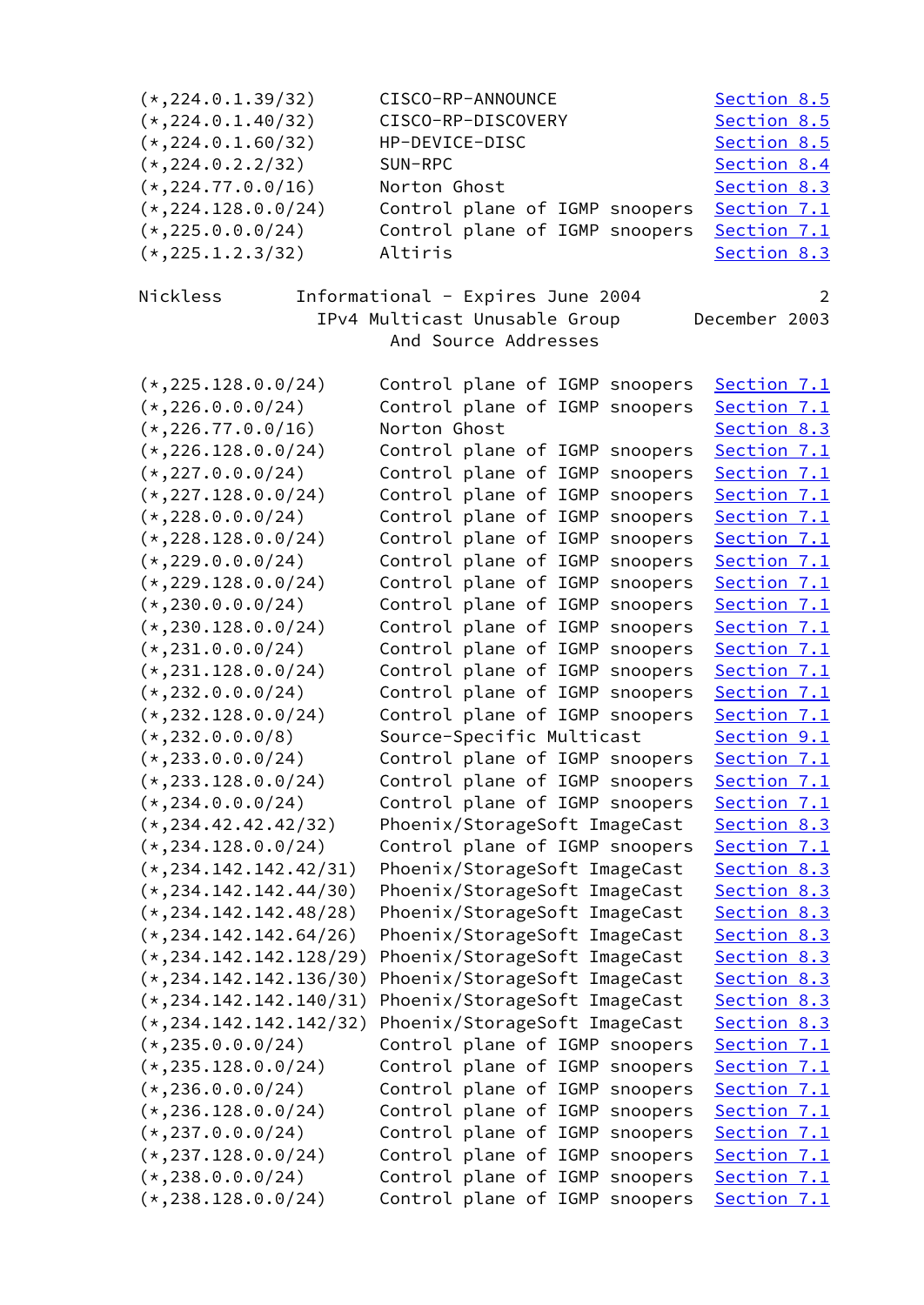```
(*,224.0.1.39/32)       CISCO-RP-ANNOUNCE            Section 8.5
(*,224.0.1.40/32)       CISCO-RP-DISCOVERY           Section 8.5
(*,224.0.1.60/32)       HP-DEVICE-DISC               Section 8.5
(*,224.0.2.2/32)        SUN-RPC                      Section 8.4
(*,224.77.0.0/16)       Norton Ghost                 Section 8.3
(*,224.128.0.0/24)      Control plane of IGMP snoopers  Section 7.1
(*,225.0.0.0/24)        Control plane of IGMP snoopers  Section 7.1
(*,225.1.2.3/32)        Altiris                      Section 8.3

(*,225.128.0.0/24)      Control plane of IGMP snoopers  Section 7.1
(*,226.0.0.0/24)        Control plane of IGMP snoopers  Section 7.1
(*,226.77.0.0/16)       Norton Ghost                 Section 8.3
(*,226.128.0.0/24)      Control plane of IGMP snoopers  Section 7.1
(*,227.0.0.0/24)        Control plane of IGMP snoopers  Section 7.1
(*,227.128.0.0/24)      Control plane of IGMP snoopers  Section 7.1
(*,228.0.0.0/24)        Control plane of IGMP snoopers  Section 7.1
(*,228.128.0.0/24)      Control plane of IGMP snoopers  Section 7.1
(*,229.0.0.0/24)        Control plane of IGMP snoopers  Section 7.1
(*,229.128.0.0/24)      Control plane of IGMP snoopers  Section 7.1
(*,230.0.0.0/24)        Control plane of IGMP snoopers  Section 7.1
(*,230.128.0.0/24)      Control plane of IGMP snoopers  Section 7.1
(*,231.0.0.0/24)        Control plane of IGMP snoopers  Section 7.1
(*,231.128.0.0/24)      Control plane of IGMP snoopers  Section 7.1
(*,232.0.0.0/24)        Control plane of IGMP snoopers  Section 7.1
(*,232.128.0.0/24)      Control plane of IGMP snoopers  Section 7.1
(*,232.0.0.0/8)         Source-Specific Multicast    Section 9.1
(*,233.0.0.0/24)        Control plane of IGMP snoopers  Section 7.1
(*,233.128.0.0/24)      Control plane of IGMP snoopers  Section 7.1
(*,234.0.0.0/24)        Control plane of IGMP snoopers  Section 7.1
(*,234.42.42.42/32)     Phoenix/StorageSoft ImageCast  Section 8.3
(*,234.128.0.0/24)      Control plane of IGMP snoopers  Section 7.1
(*,234.142.142.42/31)   Phoenix/StorageSoft ImageCast  Section 8.3
(*,234.142.142.44/30)   Phoenix/StorageSoft ImageCast  Section 8.3
(*,234.142.142.48/28)   Phoenix/StorageSoft ImageCast  Section 8.3
(*,234.142.142.64/26)   Phoenix/StorageSoft ImageCast  Section 8.3
(*,234.142.142.128/29)  Phoenix/StorageSoft ImageCast  Section 8.3
(*,234.142.142.136/30)  Phoenix/StorageSoft ImageCast  Section 8.3
(*,234.142.142.140/31)  Phoenix/StorageSoft ImageCast  Section 8.3
(*,234.142.142.142/32)  Phoenix/StorageSoft ImageCast  Section 8.3
(*,235.0.0.0/24)        Control plane of IGMP snoopers  Section 7.1
(*,235.128.0.0/24)      Control plane of IGMP snoopers  Section 7.1
(*,236.0.0.0/24)        Control plane of IGMP snoopers  Section 7.1
(*,236.128.0.0/24)      Control plane of IGMP snoopers  Section 7.1
(*,237.0.0.0/24)        Control plane of IGMP snoopers  Section 7.1
(*,237.128.0.0/24)      Control plane of IGMP snoopers  Section 7.1
(*,238.0.0.0/24)        Control plane of IGMP snoopers  Section 7.1
(*,238.128.0.0/24)      Control plane of IGMP snoopers  Section 7.1
```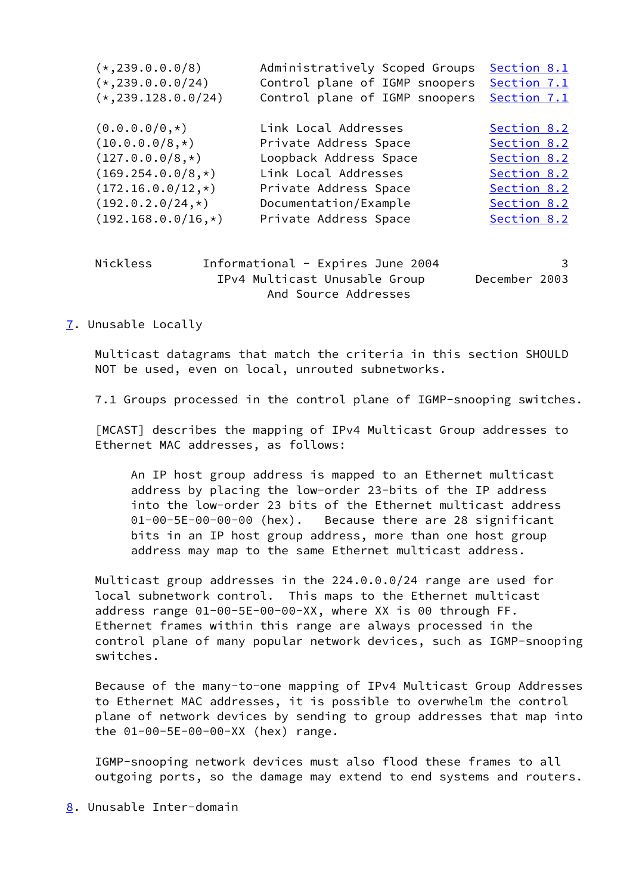| | | |
|---|---|---|
| (*,239.0.0.0/8) | Administratively Scoped Groups | Section 8.1 |
| (*,239.0.0.0/24) | Control plane of IGMP snoopers | Section 7.1 |
| (*,239.128.0.0/24) | Control plane of IGMP snoopers | Section 7.1 |
| (0.0.0.0/0,*) | Link Local Addresses | Section 8.2 |
| (10.0.0.0/8,*) | Private Address Space | Section 8.2 |
| (127.0.0.0/8,*) | Loopback Address Space | Section 8.2 |
| (169.254.0.0/8,*) | Link Local Addresses | Section 8.2 |
| (172.16.0.0/12,*) | Private Address Space | Section 8.2 |
| (192.0.2.0/24,*) | Documentation/Example | Section 8.2 |
| (192.168.0.0/16,*) | Private Address Space | Section 8.2 |

## 7. Unusable Locally

Multicast datagrams that match the criteria in this section SHOULD NOT be used, even on local, unrouted subnetworks.

### 7.1 Groups processed in the control plane of IGMP-snooping switches.

[MCAST] describes the mapping of IPv4 Multicast Group addresses to Ethernet MAC addresses, as follows:

> An IP host group address is mapped to an Ethernet multicast address by placing the low-order 23-bits of the IP address into the low-order 23 bits of the Ethernet multicast address 01-00-5E-00-00-00 (hex). Because there are 28 significant bits in an IP host group address, more than one host group address may map to the same Ethernet multicast address.

Multicast group addresses in the 224.0.0.0/24 range are used for local subnetwork control. This maps to the Ethernet multicast address range 01-00-5E-00-00-XX, where XX is 00 through FF. Ethernet frames within this range are always processed in the control plane of many popular network devices, such as IGMP-snooping switches.

Because of the many-to-one mapping of IPv4 Multicast Group Addresses to Ethernet MAC addresses, it is possible to overwhelm the control plane of network devices by sending to group addresses that map into the 01-00-5E-00-00-XX (hex) range.

IGMP-snooping network devices must also flood these frames to all outgoing ports, so the damage may extend to end systems and routers.

## 8. Unusable Inter-domain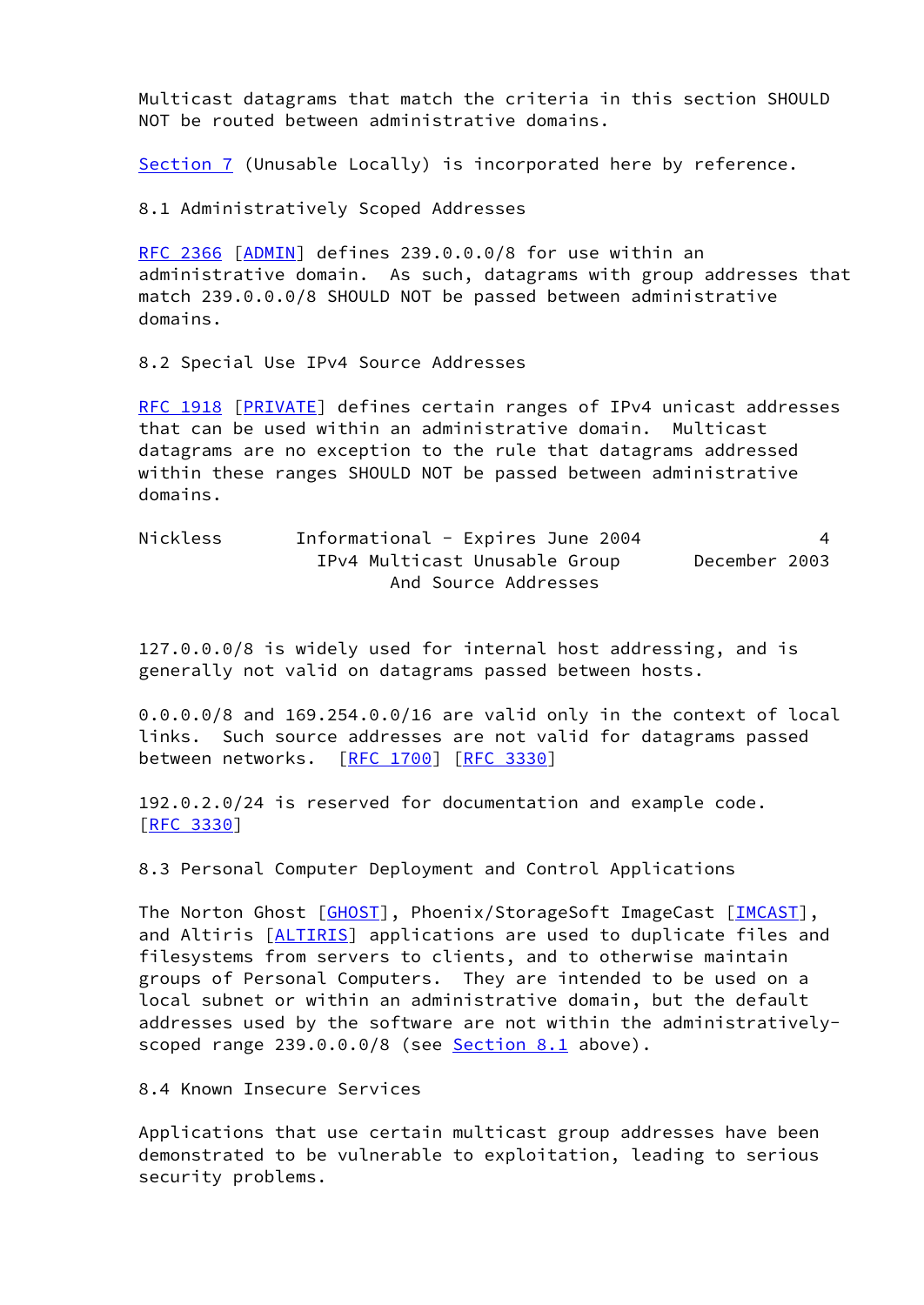Multicast datagrams that match the criteria in this section SHOULD NOT be routed between administrative domains.

Section 7 (Unusable Locally) is incorporated here by reference.

### 8.1 Administratively Scoped Addresses

RFC 2366 [ADMIN] defines 239.0.0.0/8 for use within an administrative domain. As such, datagrams with group addresses that match 239.0.0.0/8 SHOULD NOT be passed between administrative domains.

### 8.2 Special Use IPv4 Source Addresses

RFC 1918 [PRIVATE] defines certain ranges of IPv4 unicast addresses that can be used within an administrative domain. Multicast datagrams are no exception to the rule that datagrams addressed within these ranges SHOULD NOT be passed between administrative domains.

127.0.0.0/8 is widely used for internal host addressing, and is generally not valid on datagrams passed between hosts.

0.0.0.0/8 and 169.254.0.0/16 are valid only in the context of local links. Such source addresses are not valid for datagrams passed between networks. [RFC 1700] [RFC 3330]

192.0.2.0/24 is reserved for documentation and example code. [RFC 3330]

### 8.3 Personal Computer Deployment and Control Applications

The Norton Ghost [GHOST], Phoenix/StorageSoft ImageCast [IMCAST], and Altiris [ALTIRIS] applications are used to duplicate files and filesystems from servers to clients, and to otherwise maintain groups of Personal Computers. They are intended to be used on a local subnet or within an administrative domain, but the default addresses used by the software are not within the administratively-scoped range 239.0.0.0/8 (see Section 8.1 above).

### 8.4 Known Insecure Services

Applications that use certain multicast group addresses have been demonstrated to be vulnerable to exploitation, leading to serious security problems.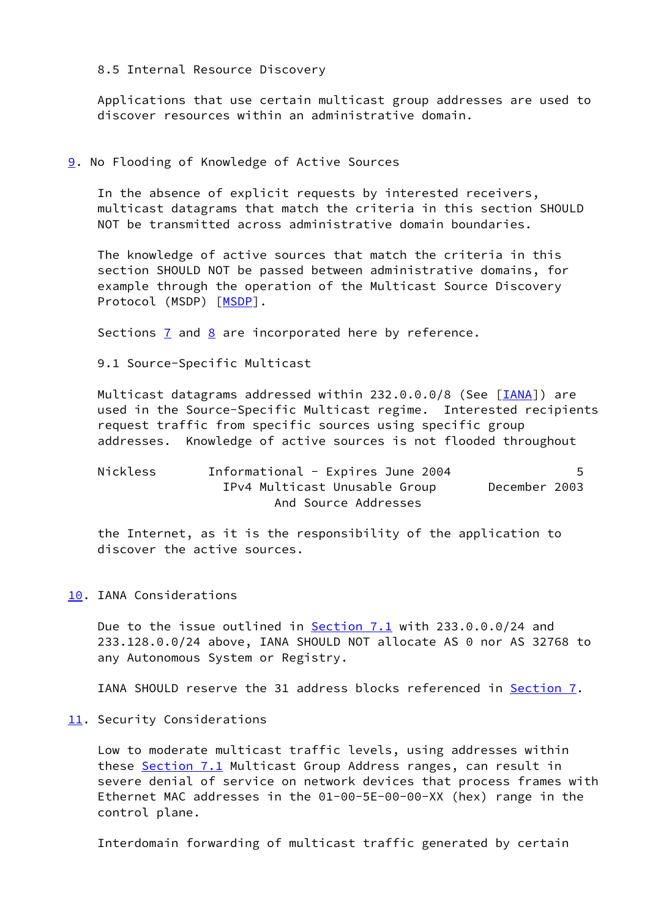### 8.5 Internal Resource Discovery

Applications that use certain multicast group addresses are used to discover resources within an administrative domain.

## 9. No Flooding of Knowledge of Active Sources

In the absence of explicit requests by interested receivers, multicast datagrams that match the criteria in this section SHOULD NOT be transmitted across administrative domain boundaries.

The knowledge of active sources that match the criteria in this section SHOULD NOT be passed between administrative domains, for example through the operation of the Multicast Source Discovery Protocol (MSDP) [MSDP].

Sections 7 and 8 are incorporated here by reference.

### 9.1 Source-Specific Multicast

Multicast datagrams addressed within 232.0.0.0/8 (See [IANA]) are used in the Source-Specific Multicast regime. Interested recipients request traffic from specific sources using specific group addresses. Knowledge of active sources is not flooded throughout the Internet, as it is the responsibility of the application to discover the active sources.

## 10. IANA Considerations

Due to the issue outlined in Section 7.1 with 233.0.0.0/24 and 233.128.0.0/24 above, IANA SHOULD NOT allocate AS 0 nor AS 32768 to any Autonomous System or Registry.

IANA SHOULD reserve the 31 address blocks referenced in Section 7.

## 11. Security Considerations

Low to moderate multicast traffic levels, using addresses within these Section 7.1 Multicast Group Address ranges, can result in severe denial of service on network devices that process frames with Ethernet MAC addresses in the 01-00-5E-00-00-XX (hex) range in the control plane.

Interdomain forwarding of multicast traffic generated by certain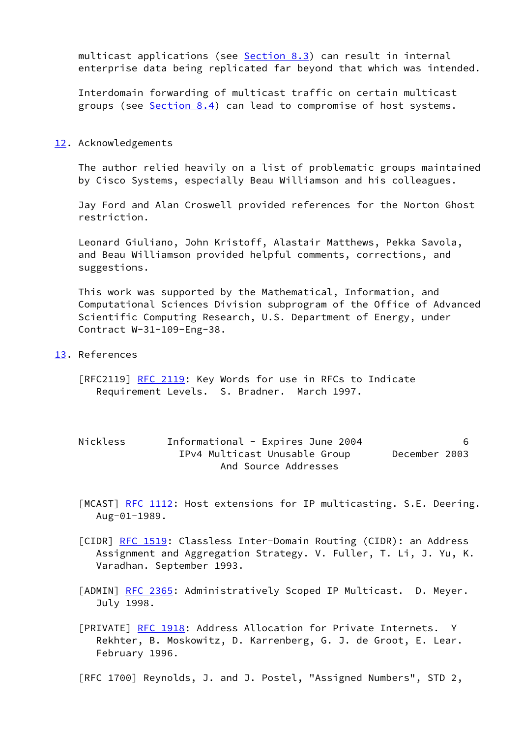multicast applications (see Section 8.3) can result in internal enterprise data being replicated far beyond that which was intended.

Interdomain forwarding of multicast traffic on certain multicast groups (see Section 8.4) can lead to compromise of host systems.

## 12. Acknowledgements

The author relied heavily on a list of problematic groups maintained by Cisco Systems, especially Beau Williamson and his colleagues.

Jay Ford and Alan Croswell provided references for the Norton Ghost restriction.

Leonard Giuliano, John Kristoff, Alastair Matthews, Pekka Savola, and Beau Williamson provided helpful comments, corrections, and suggestions.

This work was supported by the Mathematical, Information, and Computational Sciences Division subprogram of the Office of Advanced Scientific Computing Research, U.S. Department of Energy, under Contract W-31-109-Eng-38.

## 13. References

[RFC2119] RFC 2119: Key Words for use in RFCs to Indicate Requirement Levels. S. Bradner. March 1997.

[MCAST] RFC 1112: Host extensions for IP multicasting. S.E. Deering. Aug-01-1989.

[CIDR] RFC 1519: Classless Inter-Domain Routing (CIDR): an Address Assignment and Aggregation Strategy. V. Fuller, T. Li, J. Yu, K. Varadhan. September 1993.

[ADMIN] RFC 2365: Administratively Scoped IP Multicast. D. Meyer. July 1998.

[PRIVATE] RFC 1918: Address Allocation for Private Internets. Y Rekhter, B. Moskowitz, D. Karrenberg, G. J. de Groot, E. Lear. February 1996.

[RFC 1700] Reynolds, J. and J. Postel, "Assigned Numbers", STD 2,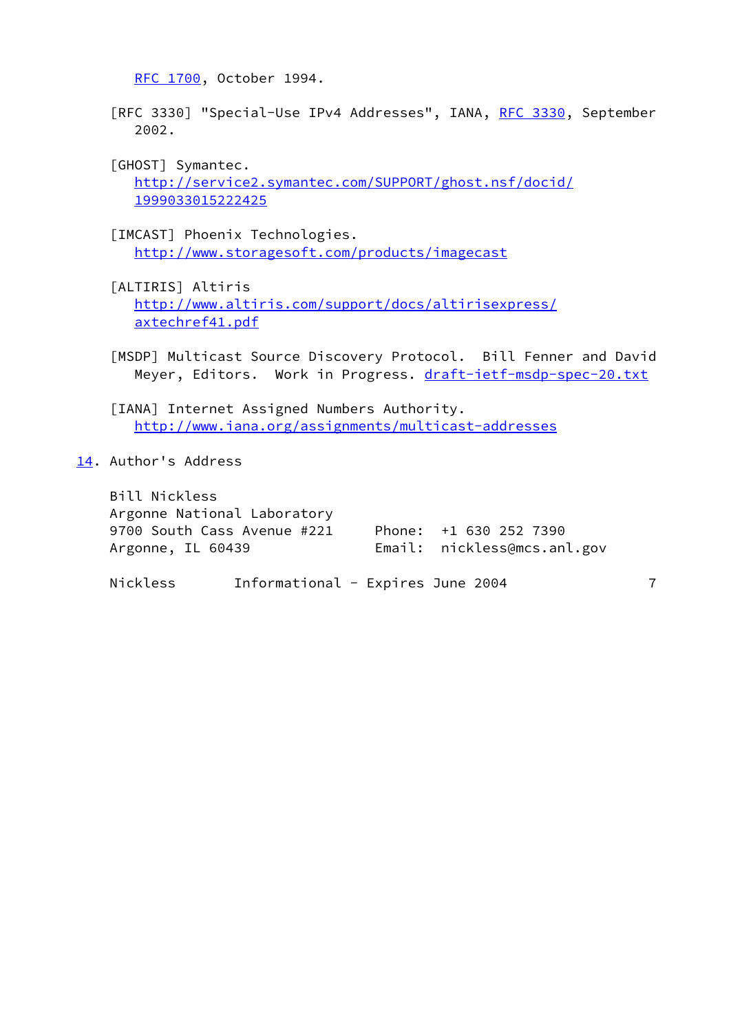RFC 1700, October 1994.

[RFC 3330] "Special-Use IPv4 Addresses", IANA, RFC 3330, September 2002.

[GHOST] Symantec.
http://service2.symantec.com/SUPPORT/ghost.nsf/docid/1999033015222425

[IMCAST] Phoenix Technologies.
http://www.storagesoft.com/products/imagecast

[ALTIRIS] Altiris
http://www.altiris.com/support/docs/altirisexpress/axtechref41.pdf

[MSDP] Multicast Source Discovery Protocol. Bill Fenner and David Meyer, Editors. Work in Progress. draft-ietf-msdp-spec-20.txt

[IANA] Internet Assigned Numbers Authority.
http://www.iana.org/assignments/multicast-addresses

## 14. Author's Address

Bill Nickless
Argonne National Laboratory
9700 South Cass Avenue #221
Argonne, IL 60439

Phone: +1 630 252 7390
Email: nickless@mcs.anl.gov